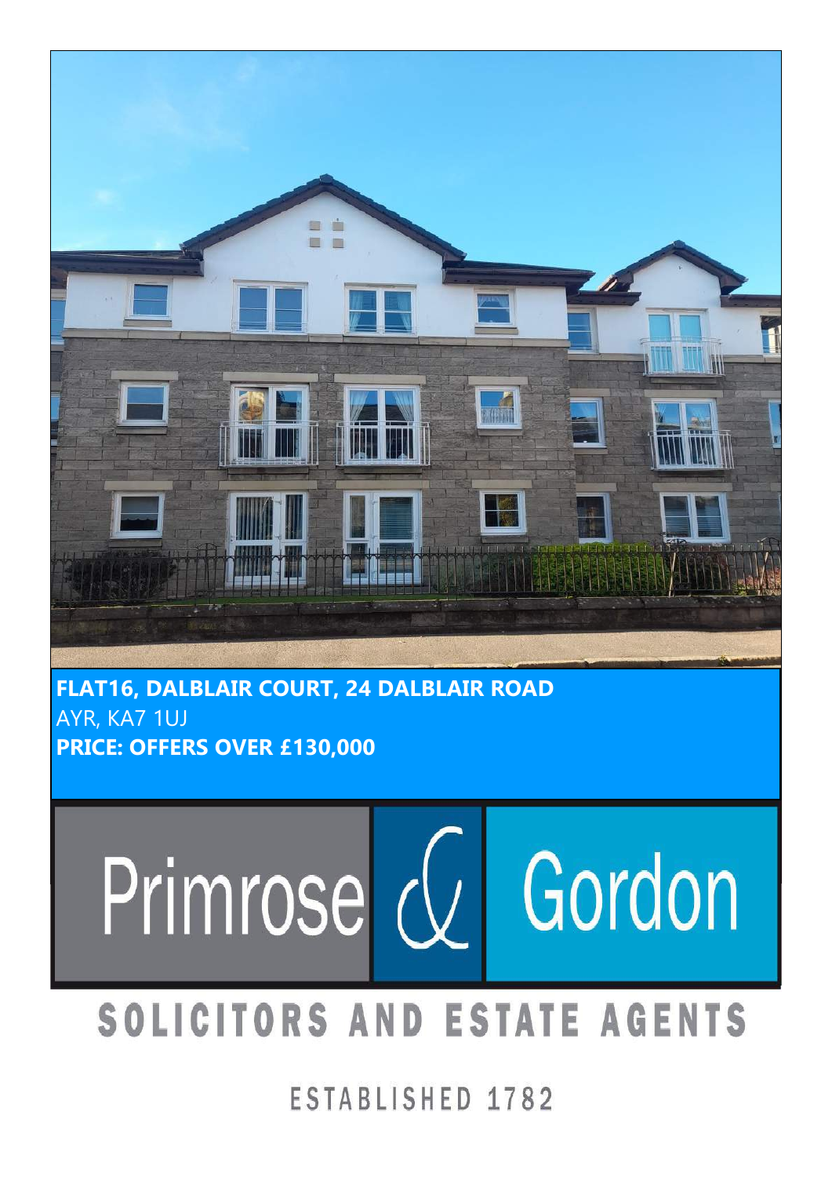**FLAT16, DALBLAIR COURT, 24 DALBLAIR ROAD**
AYR, KA7 1UJ
**PRICE: OFFERS OVER £130,000**

Primrose & Gordon

SOLICITORS AND ESTATE AGENTS

ESTABLISHED 1782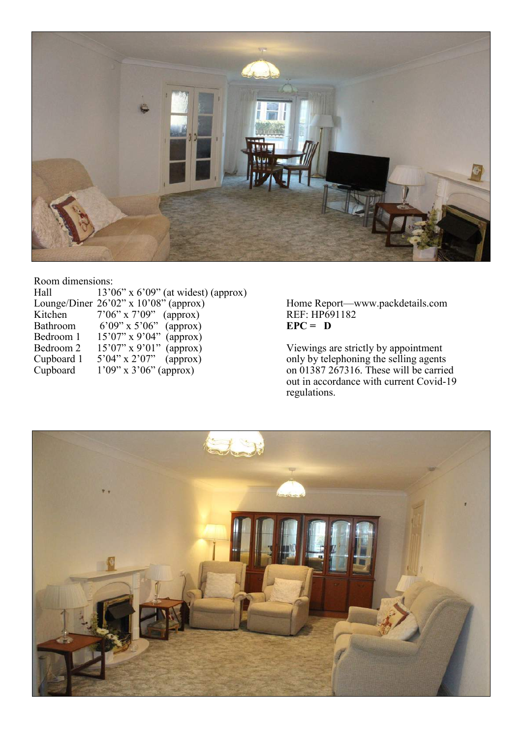Room dimensions:

| | |
|---|---|
| Hall | 13'06" x 6'09" (at widest) (approx) |
| Lounge/Diner | 26'02" x 10'08" (approx) |
| Kitchen | 7'06" x 7'09" (approx) |
| Bathroom | 6'09" x 5'06" (approx) |
| Bedroom 1 | 15'07" x 9'04" (approx) |
| Bedroom 2 | 15'07" x 9'01" (approx) |
| Cupboard 1 | 5'04" x 2'07" (approx) |
| Cupboard | 1'09" x 3'06" (approx) |

Home Report—www.packdetails.com
REF: HP691182
**EPC = D**

Viewings are strictly by appointment only by telephoning the selling agents on 01387 267316. These will be carried out in accordance with current Covid-19 regulations.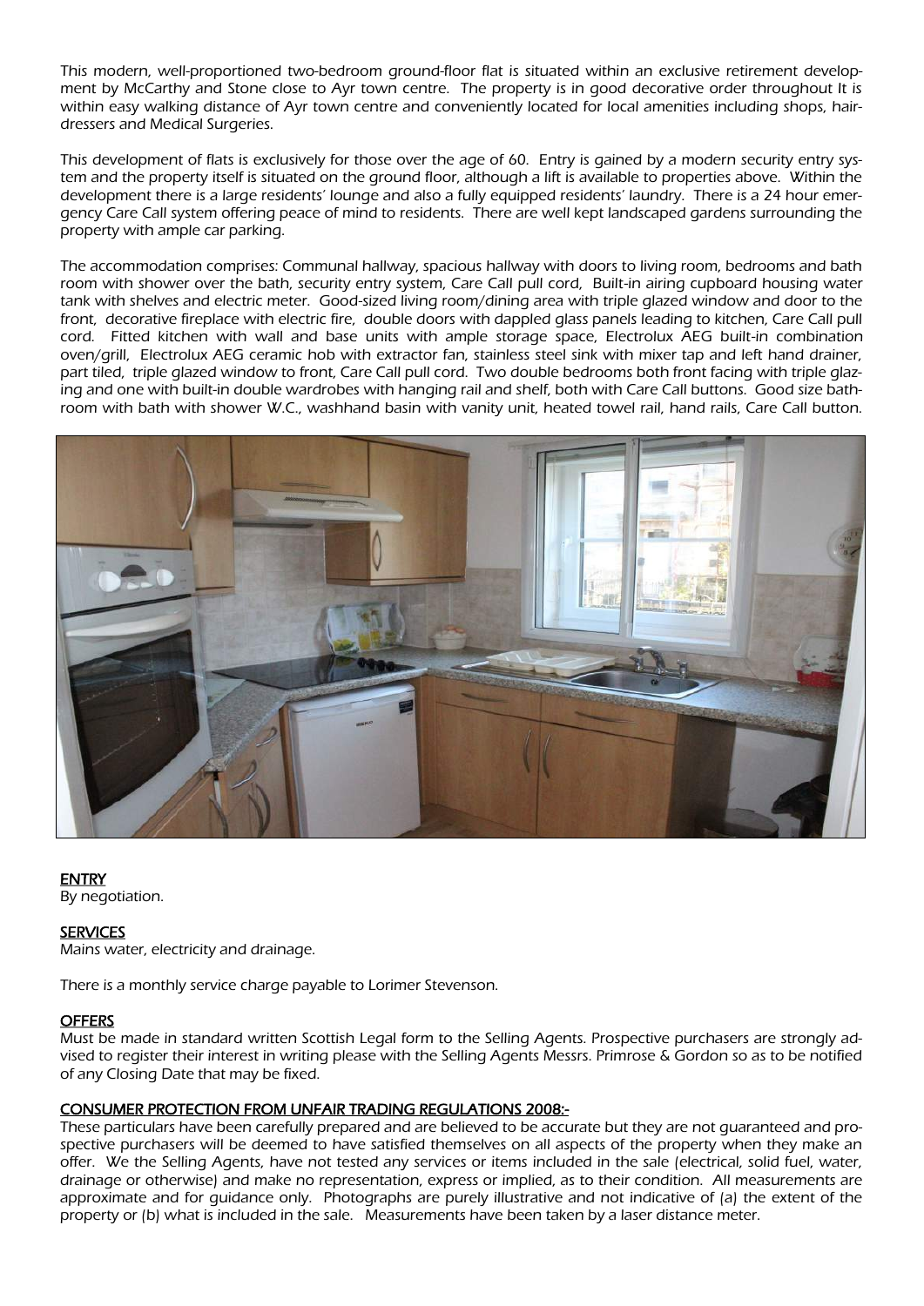This modern, well-proportioned two-bedroom ground-floor flat is situated within an exclusive retirement development by McCarthy and Stone close to Ayr town centre. The property is in good decorative order throughout It is within easy walking distance of Ayr town centre and conveniently located for local amenities including shops, hairdressers and Medical Surgeries.

This development of flats is exclusively for those over the age of 60. Entry is gained by a modern security entry system and the property itself is situated on the ground floor, although a lift is available to properties above. Within the development there is a large residents' lounge and also a fully equipped residents' laundry. There is a 24 hour emergency Care Call system offering peace of mind to residents. There are well kept landscaped gardens surrounding the property with ample car parking.

The accommodation comprises: Communal hallway, spacious hallway with doors to living room, bedrooms and bath room with shower over the bath, security entry system, Care Call pull cord, Built-in airing cupboard housing water tank with shelves and electric meter. Good-sized living room/dining area with triple glazed window and door to the front, decorative fireplace with electric fire, double doors with dappled glass panels leading to kitchen, Care Call pull cord. Fitted kitchen with wall and base units with ample storage space, Electrolux AEG built-in combination oven/grill, Electrolux AEG ceramic hob with extractor fan, stainless steel sink with mixer tap and left hand drainer, part tiled, triple glazed window to front, Care Call pull cord. Two double bedrooms both front facing with triple glazing and one with built-in double wardrobes with hanging rail and shelf, both with Care Call buttons. Good size bathroom with bath with shower W.C., washhand basin with vanity unit, heated towel rail, hand rails, Care Call button.

**ENTRY**

By negotiation.

**SERVICES**

Mains water, electricity and drainage.

There is a monthly service charge payable to Lorimer Stevenson.

**OFFERS**

Must be made in standard written Scottish Legal form to the Selling Agents. Prospective purchasers are strongly advised to register their interest in writing please with the Selling Agents Messrs. Primrose & Gordon so as to be notified of any Closing Date that may be fixed.

**CONSUMER PROTECTION FROM UNFAIR TRADING REGULATIONS 2008:-**

These particulars have been carefully prepared and are believed to be accurate but they are not guaranteed and prospective purchasers will be deemed to have satisfied themselves on all aspects of the property when they make an offer. We the Selling Agents, have not tested any services or items included in the sale (electrical, solid fuel, water, drainage or otherwise) and make no representation, express or implied, as to their condition. All measurements are approximate and for guidance only. Photographs are purely illustrative and not indicative of (a) the extent of the property or (b) what is included in the sale. Measurements have been taken by a laser distance meter.